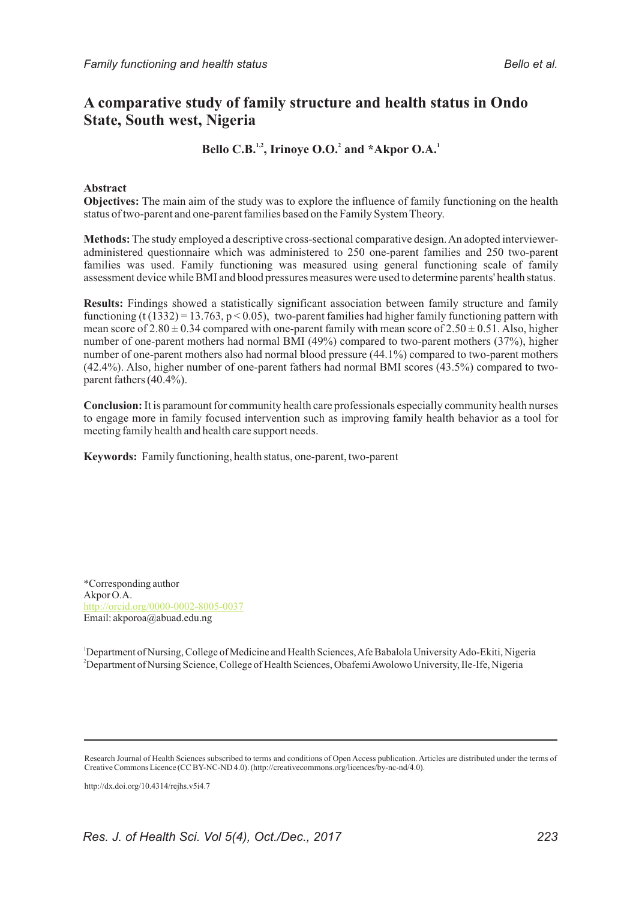# A comparative study of family structure and health status in Ondo State, South west, Nigeria

**Bello C.B.[1,2], Irinoye O.O.[2] and *Akpor O.A.[1]**

## Abstract

**Objectives:** The main aim of the study was to explore the influence of family functioning on the health status of two-parent and one-parent families based on the Family System Theory.

**Methods:** The study employed a descriptive cross-sectional comparative design. An adopted interviewer-administered questionnaire which was administered to 250 one-parent families and 250 two-parent families was used. Family functioning was measured using general functioning scale of family assessment device while BMI and blood pressures measures were used to determine parents' health status.

**Results:** Findings showed a statistically significant association between family structure and family functioning ($t(1332) = 13.763$, $p < 0.05$), two-parent families had higher family functioning pattern with mean score of $2.80 \pm 0.34$ compared with one-parent family with mean score of $2.50 \pm 0.51$. Also, higher number of one-parent mothers had normal BMI (49%) compared to two-parent mothers (37%), higher number of one-parent mothers also had normal blood pressure (44.1%) compared to two-parent mothers (42.4%). Also, higher number of one-parent fathers had normal BMI scores (43.5%) compared to two-parent fathers (40.4%).

**Conclusion:** It is paramount for community health care professionals especially community health nurses to engage more in family focused intervention such as improving family health behavior as a tool for meeting family health and health care support needs.

**Keywords:** Family functioning, health status, one-parent, two-parent

*Corresponding author
Akpor O.A.
http://orcid.org/0000-0002-8005-0037
Email: akporoa@abuad.edu.ng

[1]Department of Nursing, College of Medicine and Health Sciences, Afe Babalola University Ado-Ekiti, Nigeria
[2]Department of Nursing Science, College of Health Sciences, Obafemi Awolowo University, Ile-Ife, Nigeria

Research Journal of Health Sciences subscribed to terms and conditions of Open Access publication. Articles are distributed under the terms of Creative Commons Licence (CC BY-NC-ND 4.0). (http://creativecommons.org/licences/by-nc-nd/4.0).

http://dx.doi.org/10.4314/rejhs.v5i4.7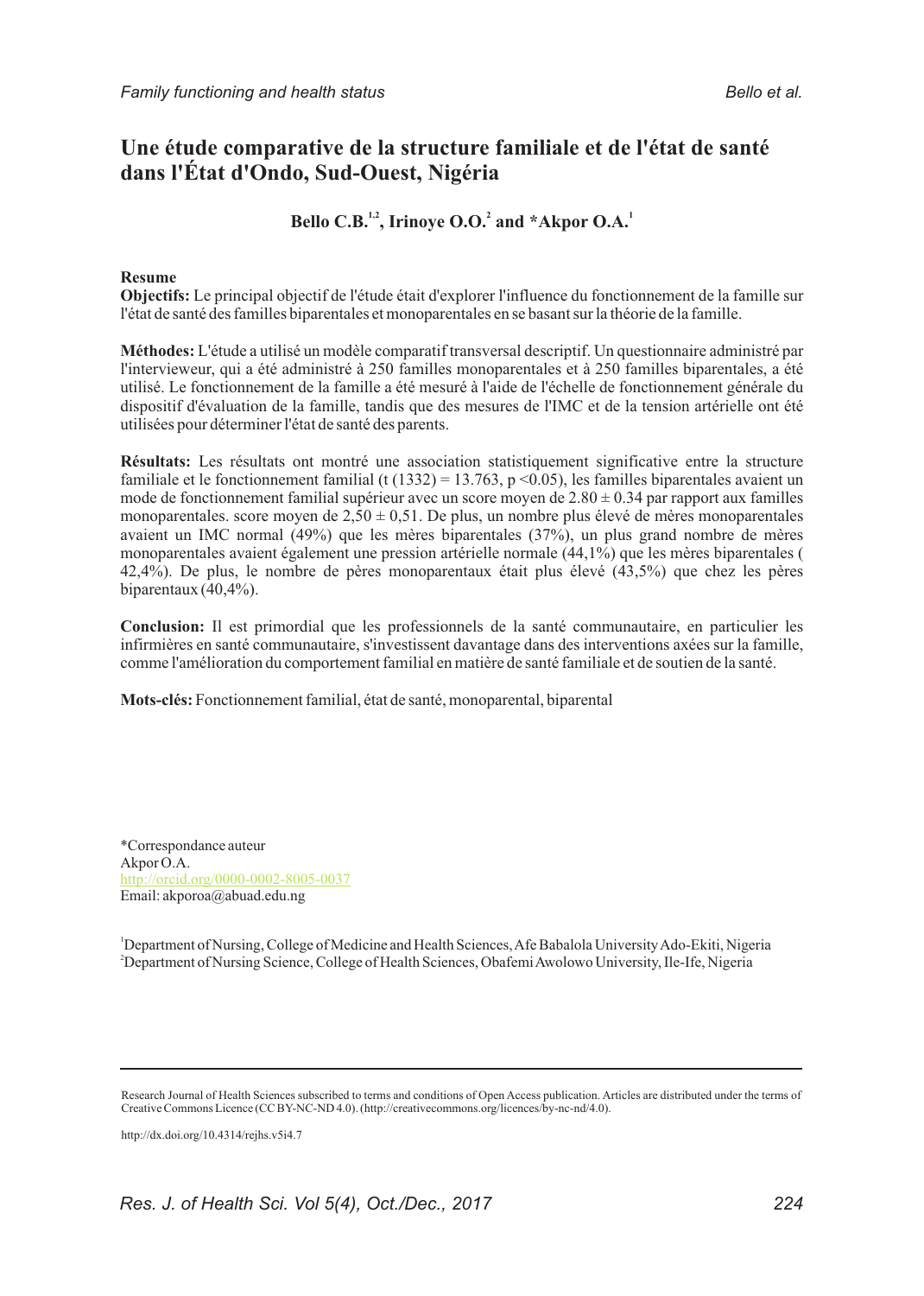# Une étude comparative de la structure familiale et de l'état de santé dans l'État d'Ondo, Sud-Ouest, Nigéria

**Bello C.B.[1,2], Irinoye O.O.[2] and *Akpor O.A.[1]**

**Resume**

**Objectifs:** Le principal objectif de l'étude était d'explorer l'influence du fonctionnement de la famille sur l'état de santé des familles biparentales et monoparentales en se basant sur la théorie de la famille.

**Méthodes:** L'étude a utilisé un modèle comparatif transversal descriptif. Un questionnaire administré par l'intervieweur, qui a été administré à 250 familles monoparentales et à 250 familles biparentales, a été utilisé. Le fonctionnement de la famille a été mesuré à l'aide de l'échelle de fonctionnement générale du dispositif d'évaluation de la famille, tandis que des mesures de l'IMC et de la tension artérielle ont été utilisées pour déterminer l'état de santé des parents.

**Résultats:** Les résultats ont montré une association statistiquement significative entre la structure familiale et le fonctionnement familial ($t(1332) = 13.763$, $p < 0.05$), les familles biparentales avaient un mode de fonctionnement familial supérieur avec un score moyen de $2.80 \pm 0.34$ par rapport aux familles monoparentales. score moyen de $2,50 \pm 0,51$. De plus, un nombre plus élevé de mères monoparentales avaient un IMC normal (49%) que les mères biparentales (37%), un plus grand nombre de mères monoparentales avaient également une pression artérielle normale (44,1%) que les mères biparentales ( 42,4%). De plus, le nombre de pères monoparentaux était plus élevé (43,5%) que chez les pères biparentaux (40,4%).

**Conclusion:** Il est primordial que les professionnels de la santé communautaire, en particulier les infirmières en santé communautaire, s'investissent davantage dans des interventions axées sur la famille, comme l'amélioration du comportement familial en matière de santé familiale et de soutien de la santé.

**Mots-clés:** Fonctionnement familial, état de santé, monoparental, biparental

*Correspondance auteur
Akpor O.A.
http://orcid.org/0000-0002-8005-0037
Email: akporoa@abuad.edu.ng

[1]Department of Nursing, College of Medicine and Health Sciences, Afe Babalola University Ado-Ekiti, Nigeria
[2]Department of Nursing Science, College of Health Sciences, Obafemi Awolowo University, Ile-Ife, Nigeria

Research Journal of Health Sciences subscribed to terms and conditions of Open Access publication. Articles are distributed under the terms of Creative Commons Licence (CC BY-NC-ND 4.0). (http://creativecommons.org/licences/by-nc-nd/4.0).

http://dx.doi.org/10.4314/rejhs.v5i4.7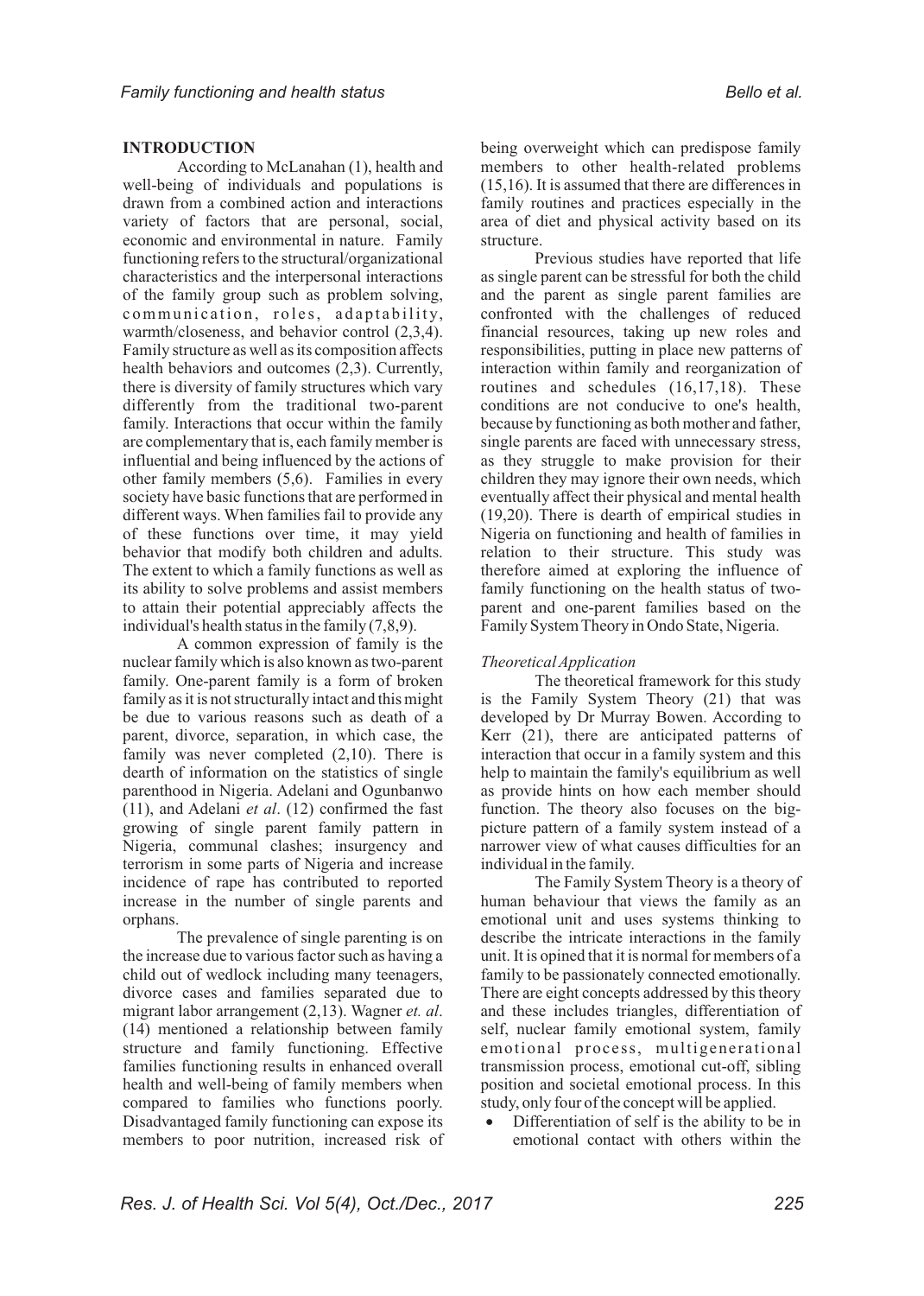## INTRODUCTION

According to McLanahan (1), health and well-being of individuals and populations is drawn from a combined action and interactions variety of factors that are personal, social, economic and environmental in nature. Family functioning refers to the structural/organizational characteristics and the interpersonal interactions of the family group such as problem solving, communication, roles, adaptability, warmth/closeness, and behavior control (2,3,4). Family structure as well as its composition affects health behaviors and outcomes (2,3). Currently, there is diversity of family structures which vary differently from the traditional two-parent family. Interactions that occur within the family are complementary that is, each family member is influential and being influenced by the actions of other family members (5,6). Families in every society have basic functions that are performed in different ways. When families fail to provide any of these functions over time, it may yield behavior that modify both children and adults. The extent to which a family functions as well as its ability to solve problems and assist members to attain their potential appreciably affects the individual's health status in the family (7,8,9).

A common expression of family is the nuclear family which is also known as two-parent family. One-parent family is a form of broken family as it is not structurally intact and this might be due to various reasons such as death of a parent, divorce, separation, in which case, the family was never completed (2,10). There is dearth of information on the statistics of single parenthood in Nigeria. Adelani and Ogunbanwo (11), and Adelani *et al*. (12) confirmed the fast growing of single parent family pattern in Nigeria, communal clashes; insurgency and terrorism in some parts of Nigeria and increase incidence of rape has contributed to reported increase in the number of single parents and orphans.

The prevalence of single parenting is on the increase due to various factor such as having a child out of wedlock including many teenagers, divorce cases and families separated due to migrant labor arrangement (2,13). Wagner *et. al*. (14) mentioned a relationship between family structure and family functioning. Effective families functioning results in enhanced overall health and well-being of family members when compared to families who functions poorly. Disadvantaged family functioning can expose its members to poor nutrition, increased risk of being overweight which can predispose family members to other health-related problems (15,16). It is assumed that there are differences in family routines and practices especially in the area of diet and physical activity based on its structure.

Previous studies have reported that life as single parent can be stressful for both the child and the parent as single parent families are confronted with the challenges of reduced financial resources, taking up new roles and responsibilities, putting in place new patterns of interaction within family and reorganization of routines and schedules (16,17,18). These conditions are not conducive to one's health, because by functioning as both mother and father, single parents are faced with unnecessary stress, as they struggle to make provision for their children they may ignore their own needs, which eventually affect their physical and mental health (19,20). There is dearth of empirical studies in Nigeria on functioning and health of families in relation to their structure. This study was therefore aimed at exploring the influence of family functioning on the health status of two-parent and one-parent families based on the Family System Theory in Ondo State, Nigeria.

### *Theoretical Application*

The theoretical framework for this study is the Family System Theory (21) that was developed by Dr Murray Bowen. According to Kerr (21), there are anticipated patterns of interaction that occur in a family system and this help to maintain the family's equilibrium as well as provide hints on how each member should function. The theory also focuses on the big-picture pattern of a family system instead of a narrower view of what causes difficulties for an individual in the family.

The Family System Theory is a theory of human behaviour that views the family as an emotional unit and uses systems thinking to describe the intricate interactions in the family unit. It is opined that it is normal for members of a family to be passionately connected emotionally. There are eight concepts addressed by this theory and these includes triangles, differentiation of self, nuclear family emotional system, family emotional process, multigenerational transmission process, emotional cut-off, sibling position and societal emotional process. In this study, only four of the concept will be applied.

- Differentiation of self is the ability to be in emotional contact with others within the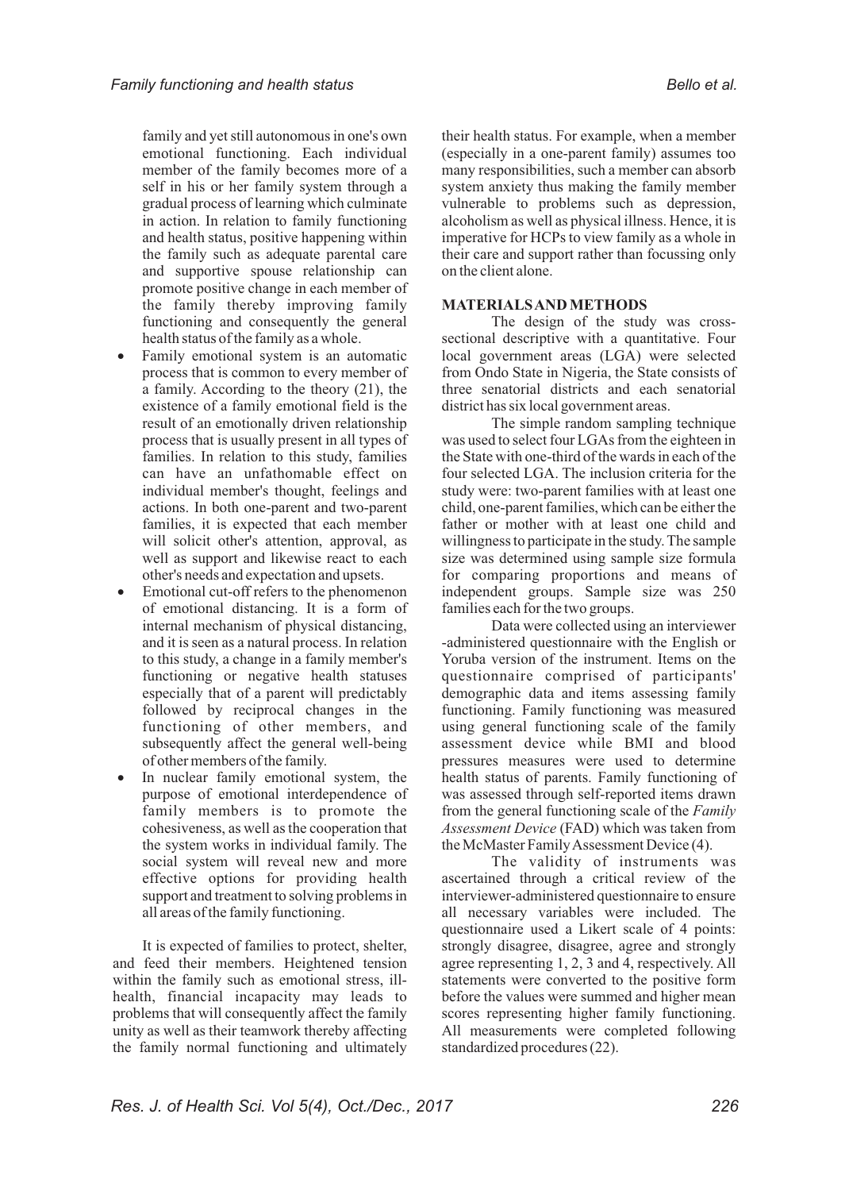family and yet still autonomous in one's own emotional functioning. Each individual member of the family becomes more of a self in his or her family system through a gradual process of learning which culminate in action. In relation to family functioning and health status, positive happening within the family such as adequate parental care and supportive spouse relationship can promote positive change in each member of the family thereby improving family functioning and consequently the general health status of the family as a whole.

- Family emotional system is an automatic process that is common to every member of a family. According to the theory (21), the existence of a family emotional field is the result of an emotionally driven relationship process that is usually present in all types of families. In relation to this study, families can have an unfathomable effect on individual member's thought, feelings and actions. In both one-parent and two-parent families, it is expected that each member will solicit other's attention, approval, as well as support and likewise react to each other's needs and expectation and upsets.
- Emotional cut-off refers to the phenomenon of emotional distancing. It is a form of internal mechanism of physical distancing, and it is seen as a natural process. In relation to this study, a change in a family member's functioning or negative health statuses especially that of a parent will predictably followed by reciprocal changes in the functioning of other members, and subsequently affect the general well-being of other members of the family.
- In nuclear family emotional system, the purpose of emotional interdependence of family members is to promote the cohesiveness, as well as the cooperation that the system works in individual family. The social system will reveal new and more effective options for providing health support and treatment to solving problems in all areas of the family functioning.

It is expected of families to protect, shelter, and feed their members. Heightened tension within the family such as emotional stress, ill-health, financial incapacity may leads to problems that will consequently affect the family unity as well as their teamwork thereby affecting the family normal functioning and ultimately their health status. For example, when a member (especially in a one-parent family) assumes too many responsibilities, such a member can absorb system anxiety thus making the family member vulnerable to problems such as depression, alcoholism as well as physical illness. Hence, it is imperative for HCPs to view family as a whole in their care and support rather than focussing only on the client alone.

## MATERIALS AND METHODS

The design of the study was cross-sectional descriptive with a quantitative. Four local government areas (LGA) were selected from Ondo State in Nigeria, the State consists of three senatorial districts and each senatorial district has six local government areas.

The simple random sampling technique was used to select four LGAs from the eighteen in the State with one-third of the wards in each of the four selected LGA. The inclusion criteria for the study were: two-parent families with at least one child, one-parent families, which can be either the father or mother with at least one child and willingness to participate in the study. The sample size was determined using sample size formula for comparing proportions and means of independent groups. Sample size was 250 families each for the two groups.

Data were collected using an interviewer -administered questionnaire with the English or Yoruba version of the instrument. Items on the questionnaire comprised of participants' demographic data and items assessing family functioning. Family functioning was measured using general functioning scale of the family assessment device while BMI and blood pressures measures were used to determine health status of parents. Family functioning of was assessed through self-reported items drawn from the general functioning scale of the *Family Assessment Device* (FAD) which was taken from the McMaster Family Assessment Device (4).

The validity of instruments was ascertained through a critical review of the interviewer-administered questionnaire to ensure all necessary variables were included. The questionnaire used a Likert scale of 4 points: strongly disagree, disagree, agree and strongly agree representing 1, 2, 3 and 4, respectively. All statements were converted to the positive form before the values were summed and higher mean scores representing higher family functioning. All measurements were completed following standardized procedures (22).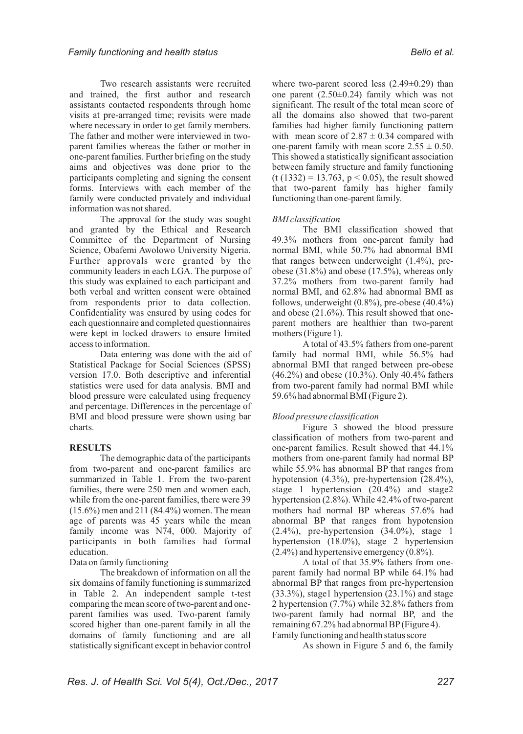Two research assistants were recruited and trained, the first author and research assistants contacted respondents through home visits at pre-arranged time; revisits were made where necessary in order to get family members. The father and mother were interviewed in two-parent families whereas the father or mother in one-parent families. Further briefing on the study aims and objectives was done prior to the participants completing and signing the consent forms. Interviews with each member of the family were conducted privately and individual information was not shared.

The approval for the study was sought and granted by the Ethical and Research Committee of the Department of Nursing Science, Obafemi Awolowo University Nigeria. Further approvals were granted by the community leaders in each LGA. The purpose of this study was explained to each participant and both verbal and written consent were obtained from respondents prior to data collection. Confidentiality was ensured by using codes for each questionnaire and completed questionnaires were kept in locked drawers to ensure limited access to information.

Data entering was done with the aid of Statistical Package for Social Sciences (SPSS) version 17.0. Both descriptive and inferential statistics were used for data analysis. BMI and blood pressure were calculated using frequency and percentage. Differences in the percentage of BMI and blood pressure were shown using bar charts.

## RESULTS

The demographic data of the participants from two-parent and one-parent families are summarized in Table 1. From the two-parent families, there were 250 men and women each, while from the one-parent families, there were 39 (15.6%) men and 211 (84.4%) women. The mean age of parents was 45 years while the mean family income was N74, 000. Majority of participants in both families had formal education.

Data on family functioning

The breakdown of information on all the six domains of family functioning is summarized in Table 2. An independent sample t-test comparing the mean score of two-parent and one-parent families was used. Two-parent family scored higher than one-parent family in all the domains of family functioning and are all statistically significant except in behavior control where two-parent scored less (2.49±0.29) than one parent (2.50±0.24) family which was not significant. The result of the total mean score of all the domains also showed that two-parent families had higher family functioning pattern with mean score of 2.87 ± 0.34 compared with one-parent family with mean score 2.55 ± 0.50. This showed a statistically significant association between family structure and family functioning ($t(1332) = 13.763$, $p < 0.05$), the result showed that two-parent family has higher family functioning than one-parent family.

*BMI classification*

The BMI classification showed that 49.3% mothers from one-parent family had normal BMI, while 50.7% had abnormal BMI that ranges between underweight (1.4%), pre-obese (31.8%) and obese (17.5%), whereas only 37.2% mothers from two-parent family had normal BMI, and 62.8% had abnormal BMI as follows, underweight (0.8%), pre-obese (40.4%) and obese (21.6%). This result showed that one-parent mothers are healthier than two-parent mothers (Figure 1).

A total of 43.5% fathers from one-parent family had normal BMI, while 56.5% had abnormal BMI that ranged between pre-obese (46.2%) and obese (10.3%). Only 40.4% fathers from two-parent family had normal BMI while 59.6% had abnormal BMI (Figure 2).

*Blood pressure classification*

Figure 3 showed the blood pressure classification of mothers from two-parent and one-parent families. Result showed that 44.1% mothers from one-parent family had normal BP while 55.9% has abnormal BP that ranges from hypotension (4.3%), pre-hypertension (28.4%), stage 1 hypertension (20.4%) and stage2 hypertension (2.8%). While 42.4% of two-parent mothers had normal BP whereas 57.6% had abnormal BP that ranges from hypotension (2.4%), pre-hypertension (34.0%), stage 1 hypertension (18.0%), stage 2 hypertension (2.4%) and hypertensive emergency (0.8%).

A total of that 35.9% fathers from one-parent family had normal BP while 64.1% had abnormal BP that ranges from pre-hypertension (33.3%), stage1 hypertension (23.1%) and stage 2 hypertension (7.7%) while 32.8% fathers from two-parent family had normal BP, and the remaining 67.2% had abnormal BP (Figure 4).

Family functioning and health status score

As shown in Figure 5 and 6, the family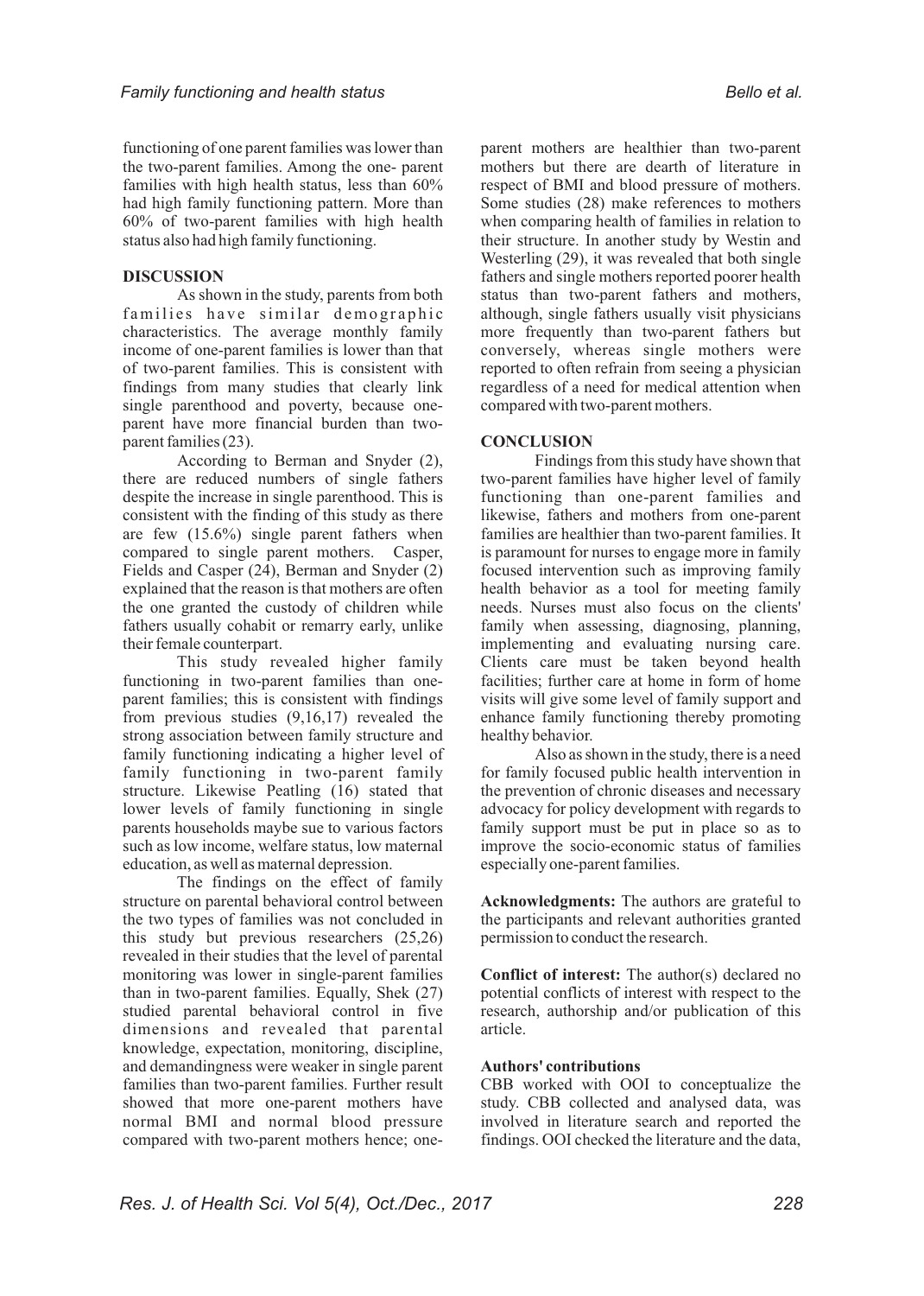functioning of one parent families was lower than the two-parent families. Among the one- parent families with high health status, less than 60% had high family functioning pattern. More than 60% of two-parent families with high health status also had high family functioning.

**DISCUSSION**

As shown in the study, parents from both families have similar demographic characteristics. The average monthly family income of one-parent families is lower than that of two-parent families. This is consistent with findings from many studies that clearly link single parenthood and poverty, because one-parent have more financial burden than two-parent families (23).

According to Berman and Snyder (2), there are reduced numbers of single fathers despite the increase in single parenthood. This is consistent with the finding of this study as there are few (15.6%) single parent fathers when compared to single parent mothers. Casper, Fields and Casper (24), Berman and Snyder (2) explained that the reason is that mothers are often the one granted the custody of children while fathers usually cohabit or remarry early, unlike their female counterpart.

This study revealed higher family functioning in two-parent families than one-parent families; this is consistent with findings from previous studies (9,16,17) revealed the strong association between family structure and family functioning indicating a higher level of family functioning in two-parent family structure. Likewise Peatling (16) stated that lower levels of family functioning in single parents households maybe sue to various factors such as low income, welfare status, low maternal education, as well as maternal depression.

The findings on the effect of family structure on parental behavioral control between the two types of families was not concluded in this study but previous researchers (25,26) revealed in their studies that the level of parental monitoring was lower in single-parent families than in two-parent families. Equally, Shek (27) studied parental behavioral control in five dimensions and revealed that parental knowledge, expectation, monitoring, discipline, and demandingness were weaker in single parent families than two-parent families. Further result showed that more one-parent mothers have normal BMI and normal blood pressure compared with two-parent mothers hence; one-parent mothers are healthier than two-parent mothers but there are dearth of literature in respect of BMI and blood pressure of mothers. Some studies (28) make references to mothers when comparing health of families in relation to their structure. In another study by Westin and Westerling (29), it was revealed that both single fathers and single mothers reported poorer health status than two-parent fathers and mothers, although, single fathers usually visit physicians more frequently than two-parent fathers but conversely, whereas single mothers were reported to often refrain from seeing a physician regardless of a need for medical attention when compared with two-parent mothers.

**CONCLUSION**

Findings from this study have shown that two-parent families have higher level of family functioning than one-parent families and likewise, fathers and mothers from one-parent families are healthier than two-parent families. It is paramount for nurses to engage more in family focused intervention such as improving family health behavior as a tool for meeting family needs. Nurses must also focus on the clients' family when assessing, diagnosing, planning, implementing and evaluating nursing care. Clients care must be taken beyond health facilities; further care at home in form of home visits will give some level of family support and enhance family functioning thereby promoting healthy behavior.

Also as shown in the study, there is a need for family focused public health intervention in the prevention of chronic diseases and necessary advocacy for policy development with regards to family support must be put in place so as to improve the socio-economic status of families especially one-parent families.

**Acknowledgments:** The authors are grateful to the participants and relevant authorities granted permission to conduct the research.

**Conflict of interest:** The author(s) declared no potential conflicts of interest with respect to the research, authorship and/or publication of this article.

**Authors' contributions**

CBB worked with OOI to conceptualize the study. CBB collected and analysed data, was involved in literature search and reported the findings. OOI checked the literature and the data,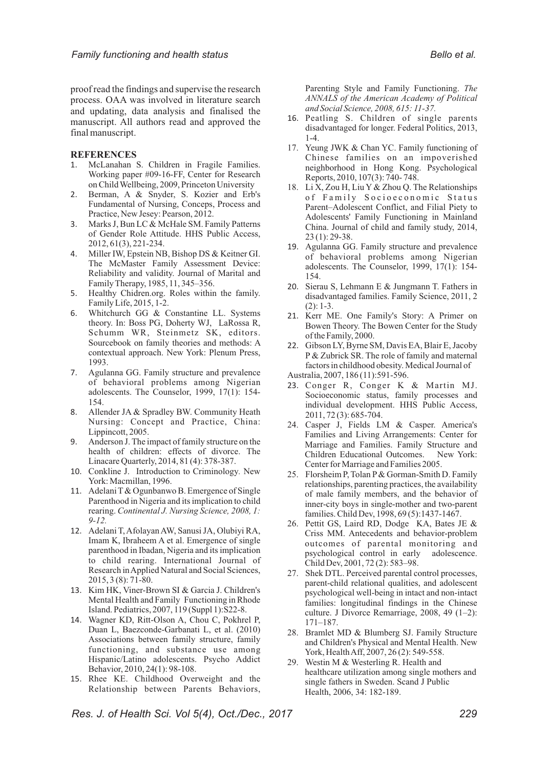proof read the findings and supervise the research process. OAA was involved in literature search and updating, data analysis and finalised the manuscript. All authors read and approved the final manuscript.

## REFERENCES

1. McLanahan S. Children in Fragile Families. Working paper #09-16-FF, Center for Research on Child Wellbeing, 2009, Princeton University
2. Berman, A & Snyder, S. Kozier and Erb's Fundamental of Nursing, Conceps, Process and Practice, New Jesey: Pearson, 2012.
3. Marks J, Bun LC & McHale SM. Family Patterns of Gender Role Attitude. HHS Public Access, 2012, 61(3), 221-234.
4. Miller IW, Epstein NB, Bishop DS & Keitner GI. The McMaster Family Assessment Device: Reliability and validity. Journal of Marital and Family Therapy, 1985, 11, 345–356.
5. Healthy Chidren.org. Roles within the family. Family Life, 2015, 1-2.
6. Whitchurch GG & Constantine LL. Systems theory. In: Boss PG, Doherty WJ, LaRossa R, Schumm WR, Steinmetz SK, editors. Sourcebook on family theories and methods: A contextual approach. New York: Plenum Press, 1993.
7. Agulanna GG. Family structure and prevalence of behavioral problems among Nigerian adolescents. The Counselor, 1999, 17(1): 154-154.
8. Allender JA & Spradley BW. Community Heath Nursing: Concept and Practice, China: Lippincott, 2005.
9. Anderson J. The impact of family structure on the health of children: effects of divorce. The Linacare Quarterly, 2014, 81 (4): 378-387.
10. Conkline J. Introduction to Criminology. New York: Macmillan, 1996.
11. Adelani T & Ogunbanwo B. Emergence of Single Parenthood in Nigeria and its implication to child rearing. *Continental J. Nursing Science, 2008, 1: 9-12.*
12. Adelani T, Afolayan AW, Sanusi JA, Olubiyi RA, Imam K, Ibraheem A et al. Emergence of single parenthood in Ibadan, Nigeria and its implication to child rearing. International Journal of Research in Applied Natural and Social Sciences, 2015, 3 (8): 71-80.
13. Kim HK, Viner-Brown SI & Garcia J. Children's Mental Health and Family Functioning in Rhode Island. Pediatrics, 2007, 119 (Suppl 1):S22-8.
14. Wagner KD, Ritt-Olson A, Chou C, Pokhrel P, Duan L, Baezconde-Garbanati L, et al. (2010) Associations between family structure, family functioning, and substance use among Hispanic/Latino adolescents. Psycho Addict Behavior, 2010, 24(1): 98-108.
15. Rhee KE. Childhood Overweight and the Relationship between Parents Behaviors, Parenting Style and Family Functioning. *The ANNALS of the American Academy of Political and Social Science, 2008, 615: 11-37.*
16. Peatling S. Children of single parents disadvantaged for longer. Federal Politics, 2013, 1-4.
17. Yeung JWK & Chan YC. Family functioning of Chinese families on an impoverished neighborhood in Hong Kong. Psychological Reports, 2010, 107(3): 740- 748.
18. Li X, Zou H, Liu Y & Zhou Q. The Relationships of Family Socioeconomic Status Parent–Adolescent Conflict, and Filial Piety to Adolescents' Family Functioning in Mainland China. Journal of child and family study, 2014, 23 (1): 29-38.
19. Agulanna GG. Family structure and prevalence of behavioral problems among Nigerian adolescents. The Counselor, 1999, 17(1): 154-154.
20. Sierau S, Lehmann E & Jungmann T. Fathers in disadvantaged families. Family Science, 2011, 2 (2): 1-3.
21. Kerr ME. One Family's Story: A Primer on Bowen Theory. The Bowen Center for the Study of the Family, 2000.
22. Gibson LY, Byrne SM, Davis EA, Blair E, Jacoby P & Zubrick SR. The role of family and maternal factors in childhood obesity. Medical Journal of Australia, 2007, 186 (11):591-596.
23. Conger R, Conger K & Martin MJ. Socioeconomic status, family processes and individual development. HHS Public Access, 2011, 72 (3): 685-704.
24. Casper J, Fields LM & Casper. America's Families and Living Arrangements: Center for Marriage and Families. Family Structure and Children Educational Outcomes. New York: Center for Marriage and Families 2005.
25. Florsheim P, Tolan P & Gorman-Smith D. Family relationships, parenting practices, the availability of male family members, and the behavior of inner-city boys in single-mother and two-parent families. Child Dev, 1998, 69 (5):1437-1467.
26. Pettit GS, Laird RD, Dodge KA, Bates JE & Criss MM. Antecedents and behavior-problem outcomes of parental monitoring and psychological control in early adolescence. Child Dev, 2001, 72 (2): 583–98.
27. Shek DTL. Perceived parental control processes, parent-child relational qualities, and adolescent psychological well-being in intact and non-intact families: longitudinal findings in the Chinese culture. J Divorce Remarriage, 2008, 49 (1–2): 171–187.
28. Bramlet MD & Blumberg SJ. Family Structure and Children's Physical and Mental Health. New York, Health Aff, 2007, 26 (2): 549-558.
29. Westin M & Westerling R. Health and healthcare utilization among single mothers and single fathers in Sweden. Scand J Public Health, 2006, 34: 182-189.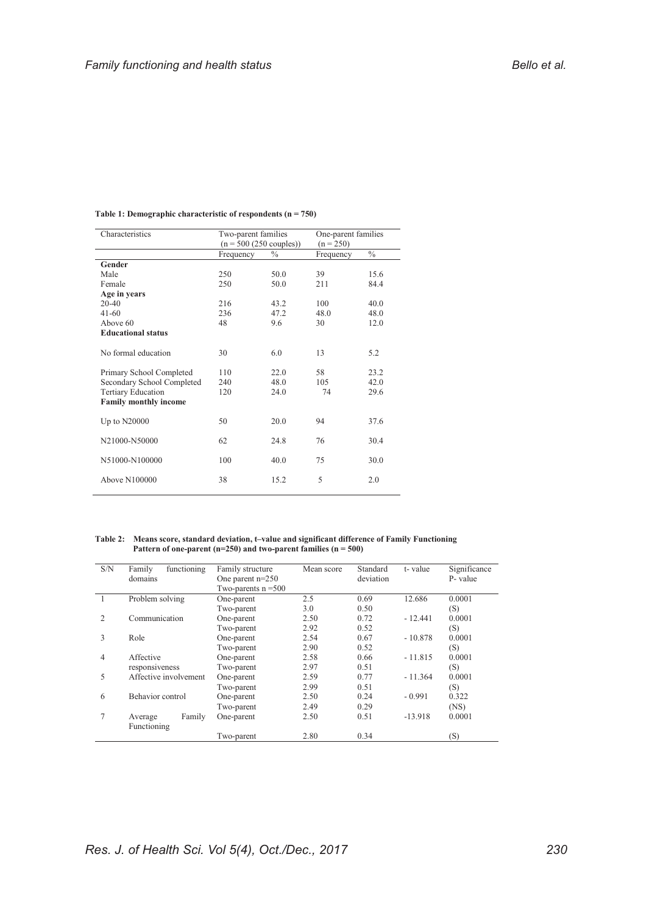**Table 1: Demographic characteristic of respondents (n = 750)**

| Characteristics | Two-parent families (n = 500 (250 couples)) | | One-parent families (n = 250) | |
|---|---|---|---|---|
| | Frequency | % | Frequency | % |
| **Gender** | | | | |
| Male | 250 | 50.0 | 39 | 15.6 |
| Female | 250 | 50.0 | 211 | 84.4 |
| **Age in years** | | | | |
| 20-40 | 216 | 43.2 | 100 | 40.0 |
| 41-60 | 236 | 47.2 | 48.0 | 48.0 |
| Above 60 | 48 | 9.6 | 30 | 12.0 |
| **Educational status** | | | | |
| No formal education | 30 | 6.0 | 13 | 5.2 |
| Primary School Completed | 110 | 22.0 | 58 | 23.2 |
| Secondary School Completed | 240 | 48.0 | 105 | 42.0 |
| Tertiary Education | 120 | 24.0 | 74 | 29.6 |
| **Family monthly income** | | | | |
| Up to N20000 | 50 | 20.0 | 94 | 37.6 |
| N21000-N50000 | 62 | 24.8 | 76 | 30.4 |
| N51000-N100000 | 100 | 40.0 | 75 | 30.0 |
| Above N100000 | 38 | 15.2 | 5 | 2.0 |

**Table 2: Means score, standard deviation, t–value and significant difference of Family Functioning Pattern of one-parent (n=250) and two-parent families (n = 500)**

| S/N | Family functioning domains | Family structure One parent n=250 Two-parents n =500 | Mean score | Standard deviation | t- value | Significance P- value |
|---|---|---|---|---|---|---|
| 1 | Problem solving | One-parent | 2.5 | 0.69 | 12.686 | 0.0001 |
| | | Two-parent | 3.0 | 0.50 | | (S) |
| 2 | Communication | One-parent | 2.50 | 0.72 | - 12.441 | 0.0001 |
| | | Two-parent | 2.92 | 0.52 | | (S) |
| 3 | Role | One-parent | 2.54 | 0.67 | - 10.878 | 0.0001 |
| | | Two-parent | 2.90 | 0.52 | | (S) |
| 4 | Affective responsiveness | One-parent | 2.58 | 0.66 | - 11.815 | 0.0001 |
| | | Two-parent | 2.97 | 0.51 | | (S) |
| 5 | Affective involvement | One-parent | 2.59 | 0.77 | - 11.364 | 0.0001 |
| | | Two-parent | 2.99 | 0.51 | | (S) |
| 6 | Behavior control | One-parent | 2.50 | 0.24 | - 0.991 | 0.322 |
| | | Two-parent | 2.49 | 0.29 | | (NS) |
| 7 | Average Family Functioning | One-parent | 2.50 | 0.51 | -13.918 | 0.0001 |
| | | Two-parent | 2.80 | 0.34 | | (S) |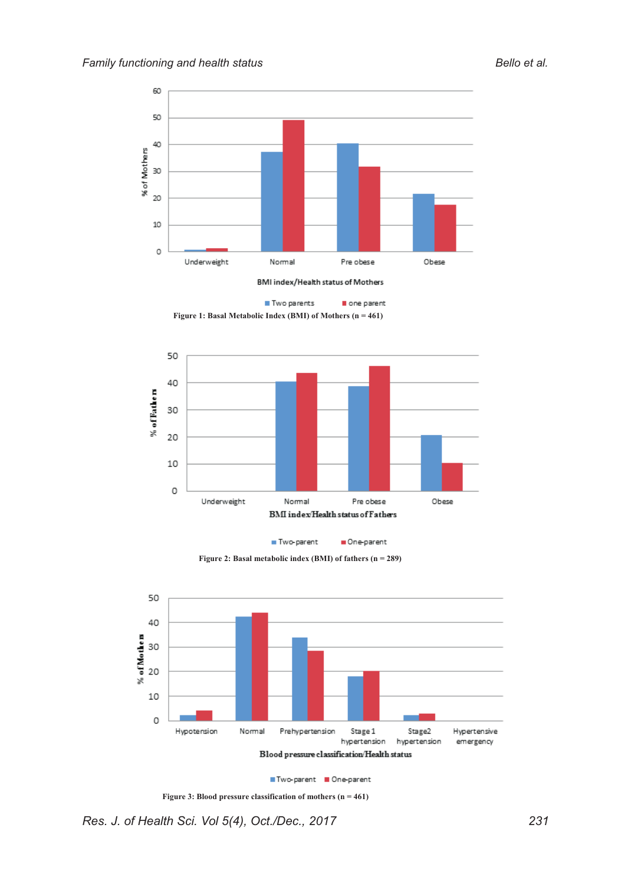Figure 1: Basal Metabolic Index (BMI) of Mothers (n = 461)

Figure 2: Basal metabolic index (BMI) of fathers (n = 289)

Figure 3: Blood pressure classification of mothers (n = 461)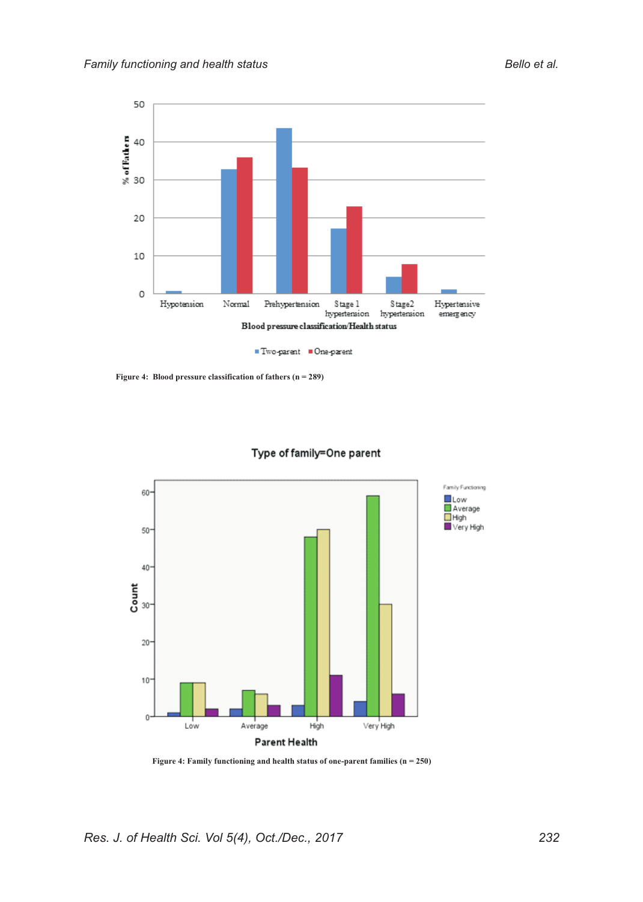Figure 4: Blood pressure classification of fathers (n = 289)

Figure 4: Family functioning and health status of one-parent families (n = 250)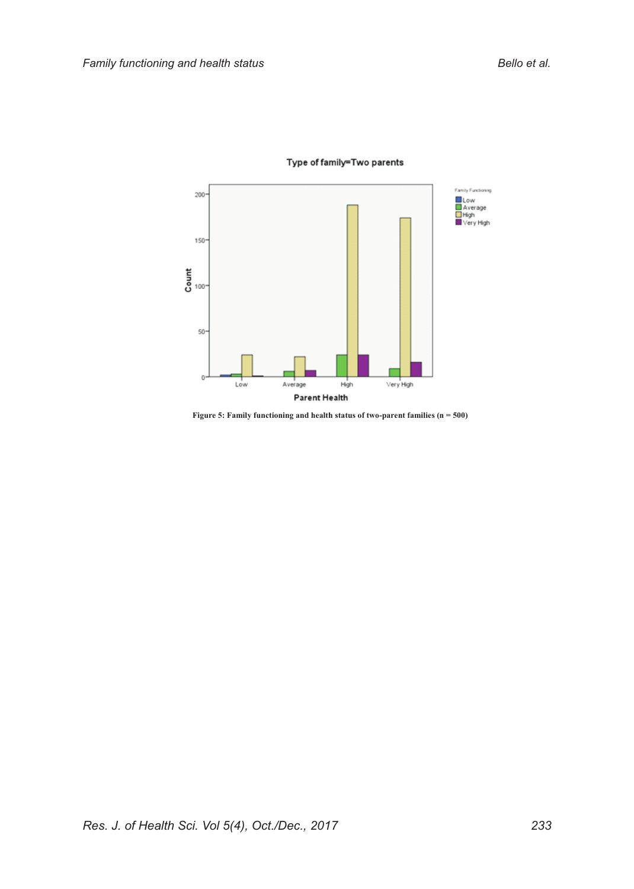Type of family=Two parents

Family Functioning
Low
Average
High
Very High

Count

200
150
100
50
0

Low
Average
High
Very High

Parent Health

**Figure 5: Family functioning and health status of two-parent families (n = 500)**